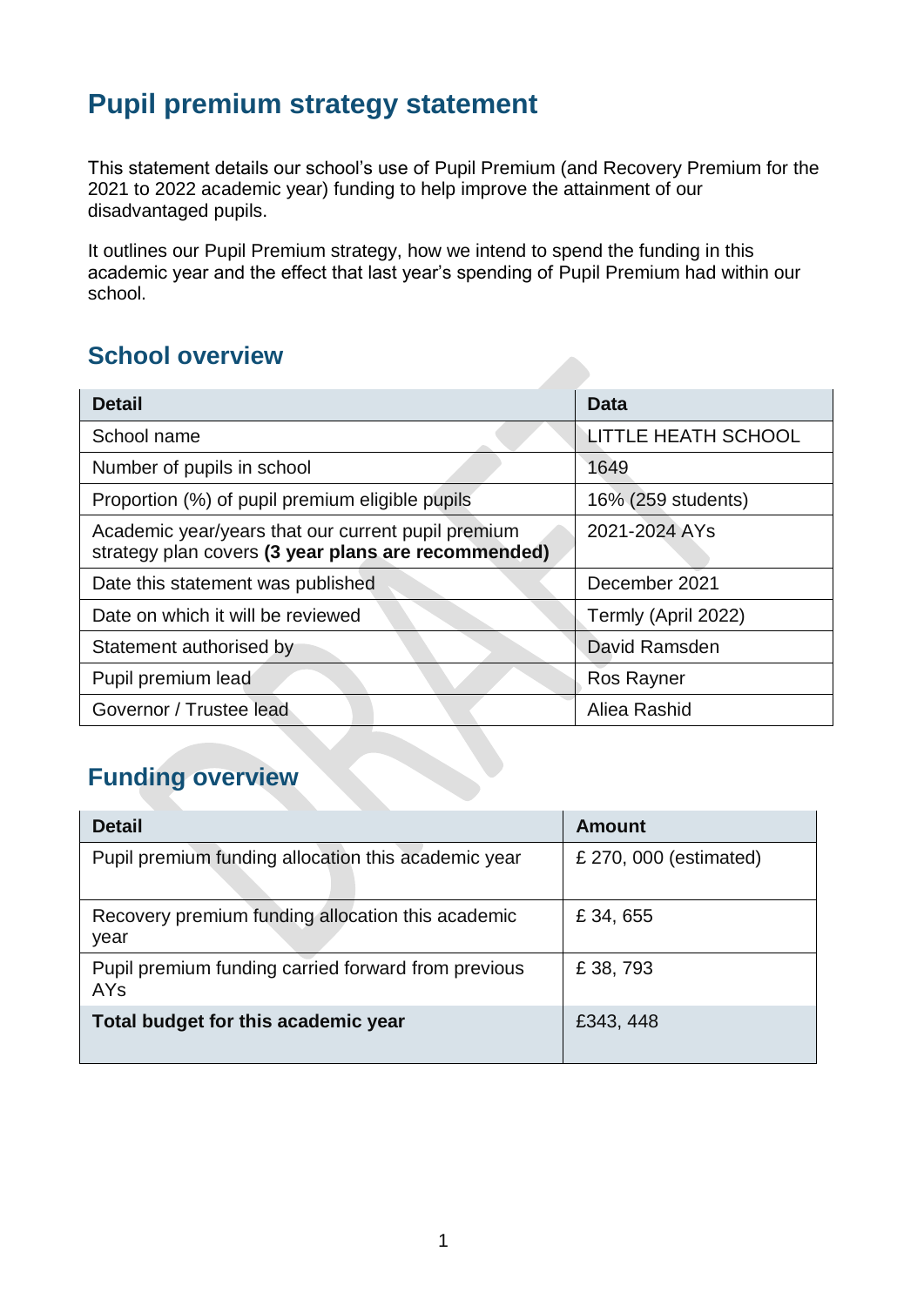# Pupil premium strategy statement

This statement details our school's use of Pupil Premium (and Recovery Premium for the 2021 to 2022 academic year) funding to help improve the attainment of our disadvantaged pupils.

It outlines our Pupil Premium strategy, how we intend to spend the funding in this academic year and the effect that last year's spending of Pupil Premium had within our school.

## School overview

| Detail | Data |
|---|---|
| School name | LITTLE HEATH SCHOOL |
| Number of pupils in school | 1649 |
| Proportion (%) of pupil premium eligible pupils | 16% (259 students) |
| Academic year/years that our current pupil premium strategy plan covers **(3 year plans are recommended)** | 2021-2024 AYs |
| Date this statement was published | December 2021 |
| Date on which it will be reviewed | Termly (April 2022) |
| Statement authorised by | David Ramsden |
| Pupil premium lead | Ros Rayner |
| Governor / Trustee lead | Aliea Rashid |

## Funding overview

| Detail | Amount |
|---|---|
| Pupil premium funding allocation this academic year | £ 270, 000 (estimated) |
| Recovery premium funding allocation this academic year | £ 34, 655 |
| Pupil premium funding carried forward from previous AYs | £ 38, 793 |
| **Total budget for this academic year** | £343, 448 |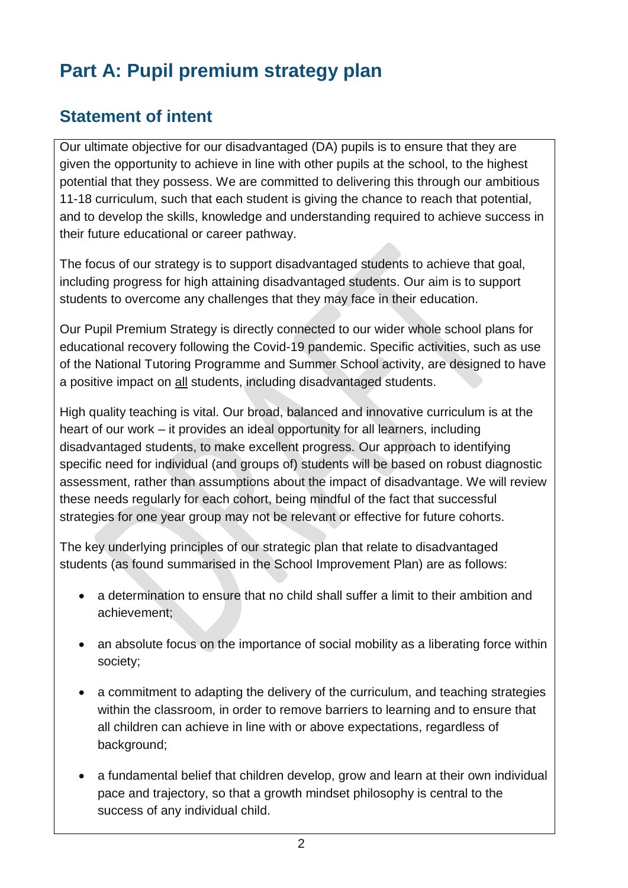# Part A: Pupil premium strategy plan

## Statement of intent

Our ultimate objective for our disadvantaged (DA) pupils is to ensure that they are given the opportunity to achieve in line with other pupils at the school, to the highest potential that they possess. We are committed to delivering this through our ambitious 11-18 curriculum, such that each student is giving the chance to reach that potential, and to develop the skills, knowledge and understanding required to achieve success in their future educational or career pathway.

The focus of our strategy is to support disadvantaged students to achieve that goal, including progress for high attaining disadvantaged students. Our aim is to support students to overcome any challenges that they may face in their education.

Our Pupil Premium Strategy is directly connected to our wider whole school plans for educational recovery following the Covid-19 pandemic. Specific activities, such as use of the National Tutoring Programme and Summer School activity, are designed to have a positive impact on <u>all</u> students, including disadvantaged students.

High quality teaching is vital. Our broad, balanced and innovative curriculum is at the heart of our work – it provides an ideal opportunity for all learners, including disadvantaged students, to make excellent progress. Our approach to identifying specific need for individual (and groups of) students will be based on robust diagnostic assessment, rather than assumptions about the impact of disadvantage. We will review these needs regularly for each cohort, being mindful of the fact that successful strategies for one year group may not be relevant or effective for future cohorts.

The key underlying principles of our strategic plan that relate to disadvantaged students (as found summarised in the School Improvement Plan) are as follows:

- a determination to ensure that no child shall suffer a limit to their ambition and achievement;
- an absolute focus on the importance of social mobility as a liberating force within society;
- a commitment to adapting the delivery of the curriculum, and teaching strategies within the classroom, in order to remove barriers to learning and to ensure that all children can achieve in line with or above expectations, regardless of background;
- a fundamental belief that children develop, grow and learn at their own individual pace and trajectory, so that a growth mindset philosophy is central to the success of any individual child.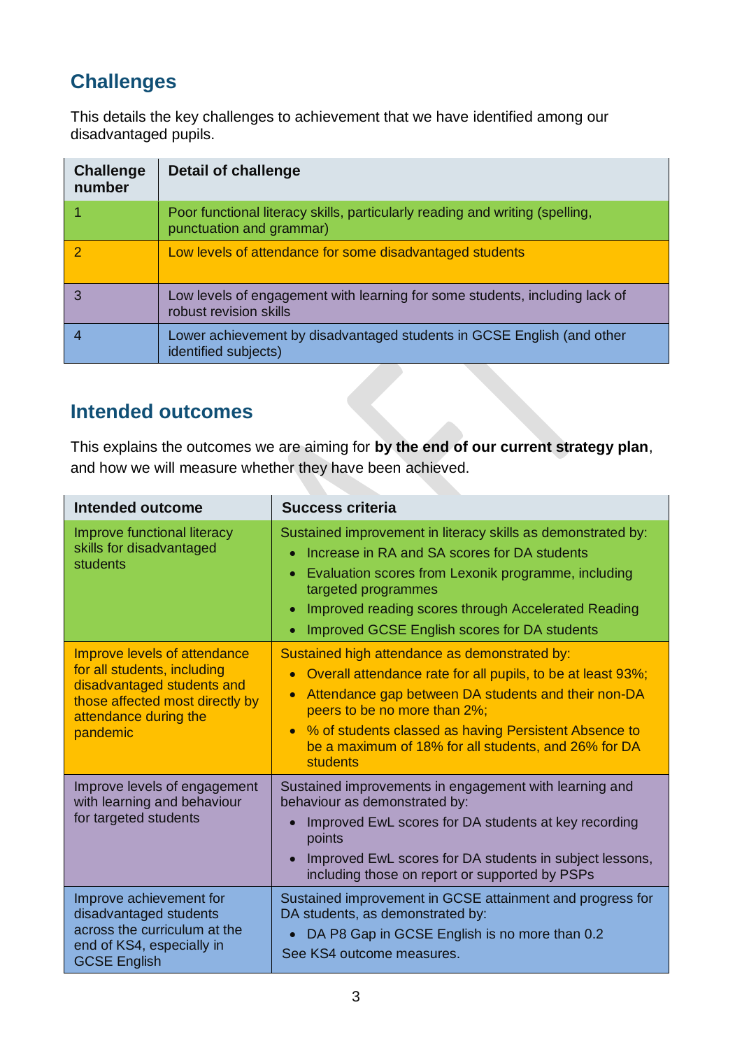## Challenges

This details the key challenges to achievement that we have identified among our disadvantaged pupils.

| Challenge number | Detail of challenge |
|---|---|
| 1 | Poor functional literacy skills, particularly reading and writing (spelling, punctuation and grammar) |
| 2 | Low levels of attendance for some disadvantaged students |
| 3 | Low levels of engagement with learning for some students, including lack of robust revision skills |
| 4 | Lower achievement by disadvantaged students in GCSE English (and other identified subjects) |

## Intended outcomes

This explains the outcomes we are aiming for **by the end of our current strategy plan**, and how we will measure whether they have been achieved.

| Intended outcome | Success criteria |
|---|---|
| Improve functional literacy skills for disadvantaged students | Sustained improvement in literacy skills as demonstrated by:<br>• Increase in RA and SA scores for DA students<br>• Evaluation scores from Lexonik programme, including targeted programmes<br>• Improved reading scores through Accelerated Reading<br>• Improved GCSE English scores for DA students |
| Improve levels of attendance for all students, including disadvantaged students and those affected most directly by attendance during the pandemic | Sustained high attendance as demonstrated by:<br>• Overall attendance rate for all pupils, to be at least 93%;<br>• Attendance gap between DA students and their non-DA peers to be no more than 2%;<br>• % of students classed as having Persistent Absence to be a maximum of 18% for all students, and 26% for DA students |
| Improve levels of engagement with learning and behaviour for targeted students | Sustained improvements in engagement with learning and behaviour as demonstrated by:<br>• Improved EwL scores for DA students at key recording points<br>• Improved EwL scores for DA students in subject lessons, including those on report or supported by PSPs |
| Improve achievement for disadvantaged students across the curriculum at the end of KS4, especially in GCSE English | Sustained improvement in GCSE attainment and progress for DA students, as demonstrated by:<br>• DA P8 Gap in GCSE English is no more than 0.2<br>See KS4 outcome measures. |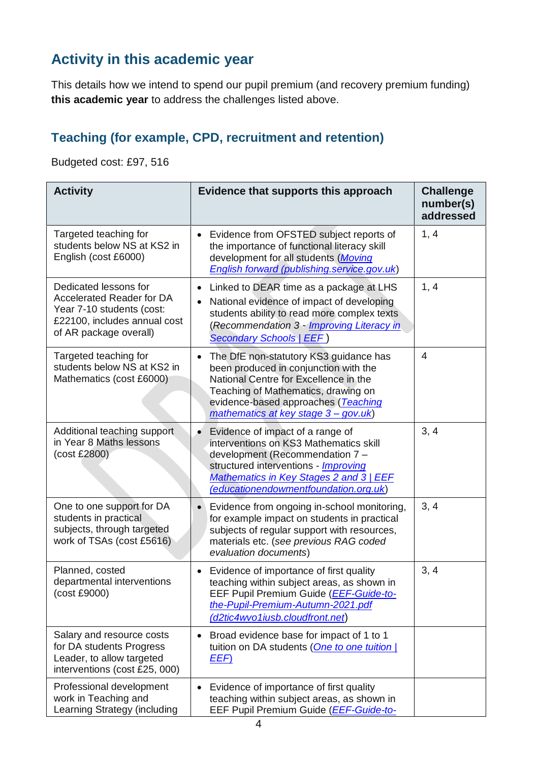## Activity in this academic year

This details how we intend to spend our pupil premium (and recovery premium funding) **this academic year** to address the challenges listed above.

### Teaching (for example, CPD, recruitment and retention)

Budgeted cost: £97, 516

| Activity | Evidence that supports this approach | Challenge number(s) addressed |
|---|---|---|
| Targeted teaching for students below NS at KS2 in English (cost £6000) | • Evidence from OFSTED subject reports of the importance of functional literacy skill development for all students ([Moving English forward (publishing.service.gov.uk)]()) | 1, 4 |
| Dedicated lessons for Accelerated Reader for DA Year 7-10 students (cost: £22100, includes annual cost of AR package overall) | • Linked to DEAR time as a package at LHS<br>• National evidence of impact of developing students ability to read more complex texts (*Recommendation 3* - [*Improving Literacy in Secondary Schools \| EEF*]() ) | 1, 4 |
| Targeted teaching for students below NS at KS2 in Mathematics (cost £6000) | • The DfE non-statutory KS3 guidance has been produced in conjunction with the National Centre for Excellence in the Teaching of Mathematics, drawing on evidence-based approaches ([Teaching mathematics at key stage 3 – gov.uk]()) | 4 |
| Additional teaching support in Year 8 Maths lessons (cost £2800) | • Evidence of impact of a range of interventions on KS3 Mathematics skill development (Recommendation 7 – structured interventions - [Improving Mathematics in Key Stages 2 and 3 \| EEF (educationendowmentfoundation.org.uk)]()) | 3, 4 |
| One to one support for DA students in practical subjects, through targeted work of TSAs (cost £5616) | • Evidence from ongoing in-school monitoring, for example impact on students in practical subjects of regular support with resources, materials etc. (*see previous RAG coded evaluation documents*) | 3, 4 |
| Planned, costed departmental interventions (cost £9000) | • Evidence of importance of first quality teaching within subject areas, as shown in EEF Pupil Premium Guide ([EEF-Guide-to-the-Pupil-Premium-Autumn-2021.pdf (d2tic4wvo1iusb.cloudfront.net)]()) | 3, 4 |
| Salary and resource costs for DA students Progress Leader, to allow targeted interventions (cost £25, 000) | • Broad evidence base for impact of 1 to 1 tuition on DA students ([One to one tuition \| EEF]()) | |
| Professional development work in Teaching and Learning Strategy (including | • Evidence of importance of first quality teaching within subject areas, as shown in EEF Pupil Premium Guide ([EEF-Guide-to-]() | |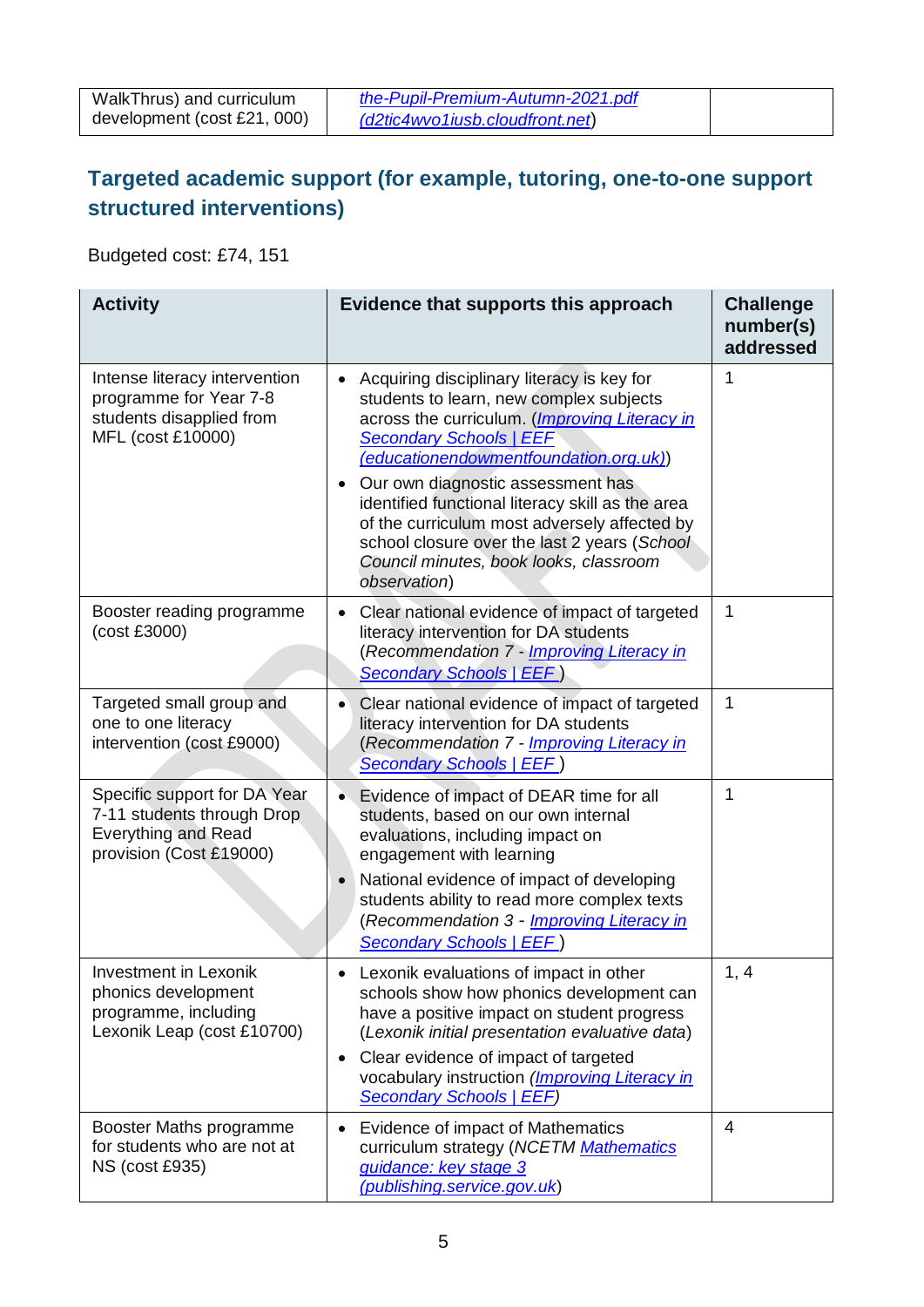| WalkThrus) and curriculum development (cost £21, 000) | the-Pupil-Premium-Autumn-2021.pdf (d2tic4wvo1iusb.cloudfront.net) | |
|---|---|---|

## Targeted academic support (for example, tutoring, one-to-one support structured interventions)

Budgeted cost: £74, 151

| Activity | Evidence that supports this approach | Challenge number(s) addressed |
|---|---|---|
| Intense literacy intervention programme for Year 7-8 students disapplied from MFL (cost £10000) | • Acquiring disciplinary literacy is key for students to learn, new complex subjects across the curriculum. (*Improving Literacy in Secondary Schools \| EEF (educationendowmentfoundation.org.uk)*)<br>• Our own diagnostic assessment has identified functional literacy skill as the area of the curriculum most adversely affected by school closure over the last 2 years (*School Council minutes, book looks, classroom observation*) | 1 |
| Booster reading programme (cost £3000) | • Clear national evidence of impact of targeted literacy intervention for DA students (*Recommendation 7 - Improving Literacy in Secondary Schools \| EEF* ) | 1 |
| Targeted small group and one to one literacy intervention (cost £9000) | • Clear national evidence of impact of targeted literacy intervention for DA students (*Recommendation 7 - Improving Literacy in Secondary Schools \| EEF* ) | 1 |
| Specific support for DA Year 7-11 students through Drop Everything and Read provision (Cost £19000) | • Evidence of impact of DEAR time for all students, based on our own internal evaluations, including impact on engagement with learning<br>• National evidence of impact of developing students ability to read more complex texts (*Recommendation 3 - Improving Literacy in Secondary Schools \| EEF* ) | 1 |
| Investment in Lexonik phonics development programme, including Lexonik Leap (cost £10700) | • Lexonik evaluations of impact in other schools show how phonics development can have a positive impact on student progress (*Lexonik initial presentation evaluative data*)<br>• Clear evidence of impact of targeted vocabulary instruction (*Improving Literacy in Secondary Schools \| EEF*) | 1, 4 |
| Booster Maths programme for students who are not at NS (cost £935) | • Evidence of impact of Mathematics curriculum strategy (*NCETM Mathematics guidance: key stage 3 (publishing.service.gov.uk*) | 4 |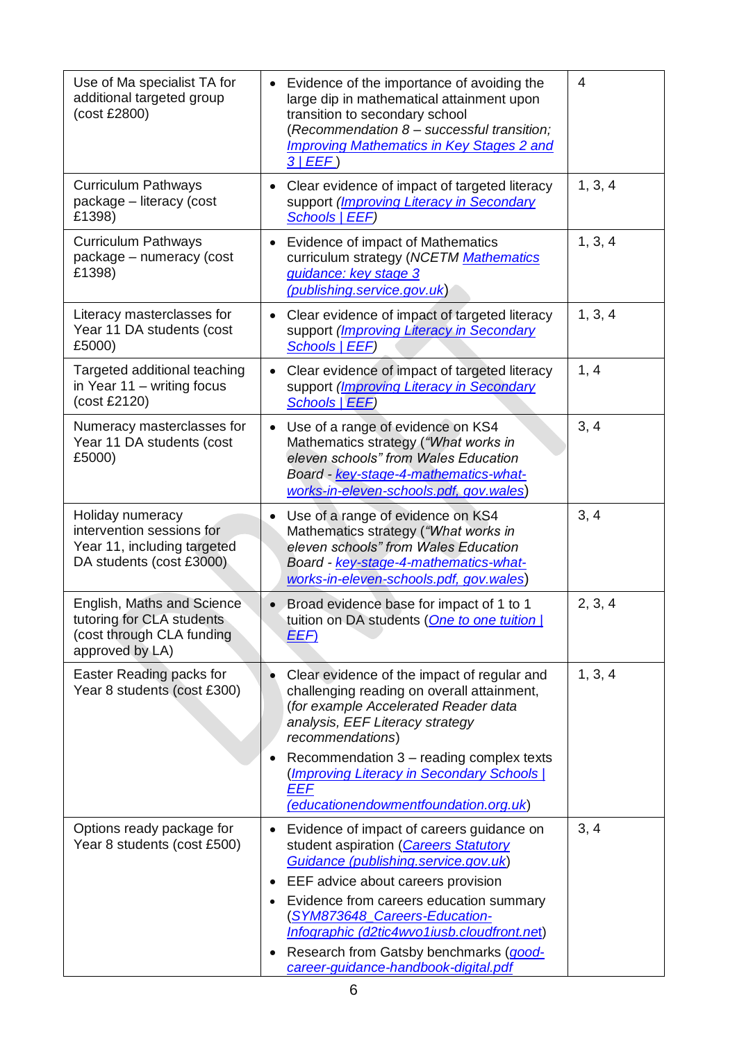| | | |
|---|---|---|
| Use of Ma specialist TA for additional targeted group (cost £2800) | • Evidence of the importance of avoiding the large dip in mathematical attainment upon transition to secondary school (*Recommendation 8 – successful transition; Improving Mathematics in Key Stages 2 and 3 \| EEF*) | 4 |
| Curriculum Pathways package – literacy (cost £1398) | • Clear evidence of impact of targeted literacy support (*Improving Literacy in Secondary Schools \| EEF)* | 1, 3, 4 |
| Curriculum Pathways package – numeracy (cost £1398) | • Evidence of impact of Mathematics curriculum strategy (*NCETM Mathematics guidance: key stage 3 (publishing.service.gov.uk)*) | 1, 3, 4 |
| Literacy masterclasses for Year 11 DA students (cost £5000) | • Clear evidence of impact of targeted literacy support (*Improving Literacy in Secondary Schools \| EEF)* | 1, 3, 4 |
| Targeted additional teaching in Year 11 – writing focus (cost £2120) | • Clear evidence of impact of targeted literacy support (*Improving Literacy in Secondary Schools \| EEF)* | 1, 4 |
| Numeracy masterclasses for Year 11 DA students (cost £5000) | • Use of a range of evidence on KS4 Mathematics strategy (*"What works in eleven schools" from Wales Education Board - key-stage-4-mathematics-what-works-in-eleven-schools.pdf, gov.wales*) | 3, 4 |
| Holiday numeracy intervention sessions for Year 11, including targeted DA students (cost £3000) | • Use of a range of evidence on KS4 Mathematics strategy (*"What works in eleven schools" from Wales Education Board - key-stage-4-mathematics-what-works-in-eleven-schools.pdf, gov.wales*) | 3, 4 |
| English, Maths and Science tutoring for CLA students (cost through CLA funding approved by LA) | • Broad evidence base for impact of 1 to 1 tuition on DA students (One to one tuition \| EEF) | 2, 3, 4 |
| Easter Reading packs for Year 8 students (cost £300) | • Clear evidence of the impact of regular and challenging reading on overall attainment, (*for example Accelerated Reader data analysis, EEF Literacy strategy recommendations*) <br> • Recommendation 3 – reading complex texts (*Improving Literacy in Secondary Schools \| EEF (educationendowmentfoundation.org.uk*) | 1, 3, 4 |
| Options ready package for Year 8 students (cost £500) | • Evidence of impact of careers guidance on student aspiration (Careers Statutory Guidance (publishing.service.gov.uk)) <br> • EEF advice about careers provision <br> • Evidence from careers education summary (*SYM873648_Careers-Education-Infographic (d2tic4wvo1iusb.cloudfront.net*) <br> • Research from Gatsby benchmarks (good-career-guidance-handbook-digital.pdf | 3, 4 |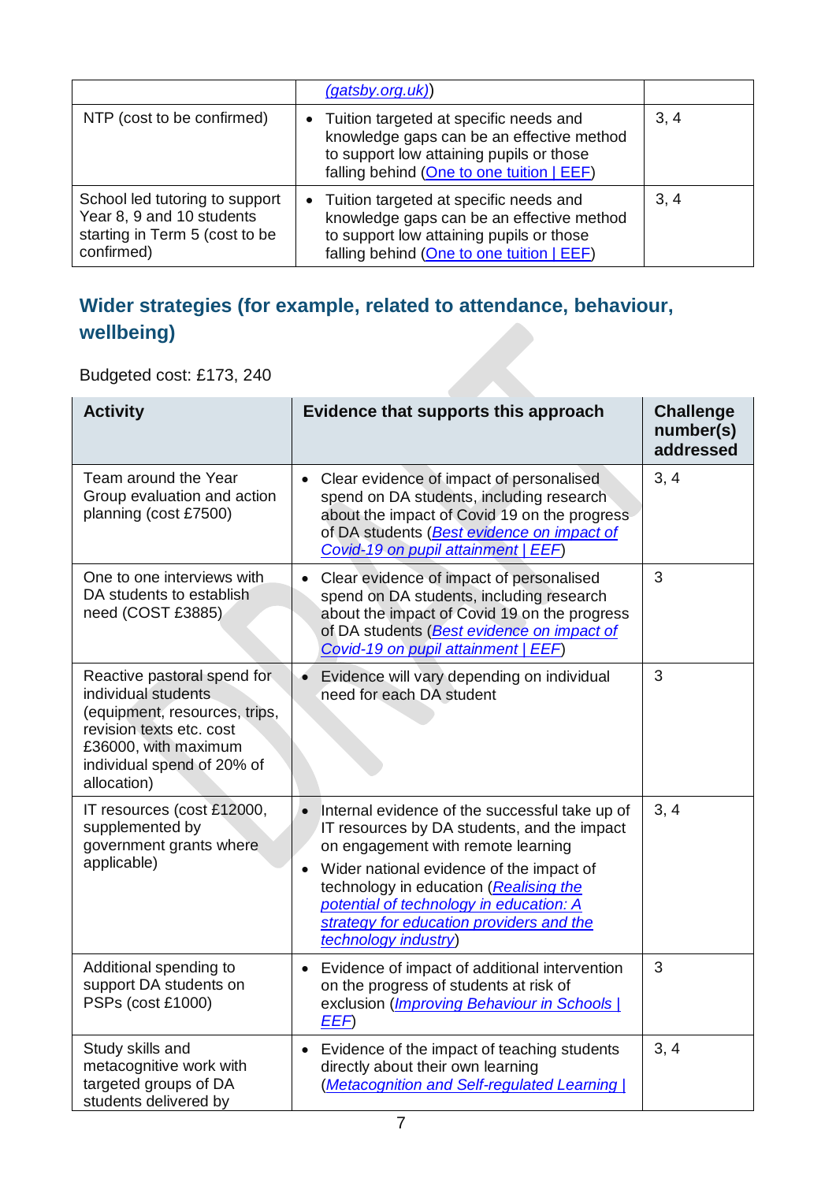| | (gatsby.org.uk)) | |
|---|---|---|
| NTP (cost to be confirmed) | • Tuition targeted at specific needs and knowledge gaps can be an effective method to support low attaining pupils or those falling behind (One to one tuition \| EEF) | 3, 4 |
| School led tutoring to support Year 8, 9 and 10 students starting in Term 5 (cost to be confirmed) | • Tuition targeted at specific needs and knowledge gaps can be an effective method to support low attaining pupils or those falling behind (One to one tuition \| EEF) | 3, 4 |

## Wider strategies (for example, related to attendance, behaviour, wellbeing)

Budgeted cost: £173, 240

| Activity | Evidence that supports this approach | Challenge number(s) addressed |
|---|---|---|
| Team around the Year Group evaluation and action planning (cost £7500) | • Clear evidence of impact of personalised spend on DA students, including research about the impact of Covid 19 on the progress of DA students (*Best evidence on impact of Covid-19 on pupil attainment \| EEF*) | 3, 4 |
| One to one interviews with DA students to establish need (COST £3885) | • Clear evidence of impact of personalised spend on DA students, including research about the impact of Covid 19 on the progress of DA students (*Best evidence on impact of Covid-19 on pupil attainment \| EEF*) | 3 |
| Reactive pastoral spend for individual students (equipment, resources, trips, revision texts etc. cost £36000, with maximum individual spend of 20% of allocation) | • Evidence will vary depending on individual need for each DA student | 3 |
| IT resources (cost £12000, supplemented by government grants where applicable) | • Internal evidence of the successful take up of IT resources by DA students, and the impact on engagement with remote learning<br>• Wider national evidence of the impact of technology in education (*Realising the potential of technology in education: A strategy for education providers and the technology industry*) | 3, 4 |
| Additional spending to support DA students on PSPs (cost £1000) | • Evidence of impact of additional intervention on the progress of students at risk of exclusion (*Improving Behaviour in Schools \| EEF*) | 3 |
| Study skills and metacognitive work with targeted groups of DA students delivered by | • Evidence of the impact of teaching students directly about their own learning (*Metacognition and Self-regulated Learning \|* | 3, 4 |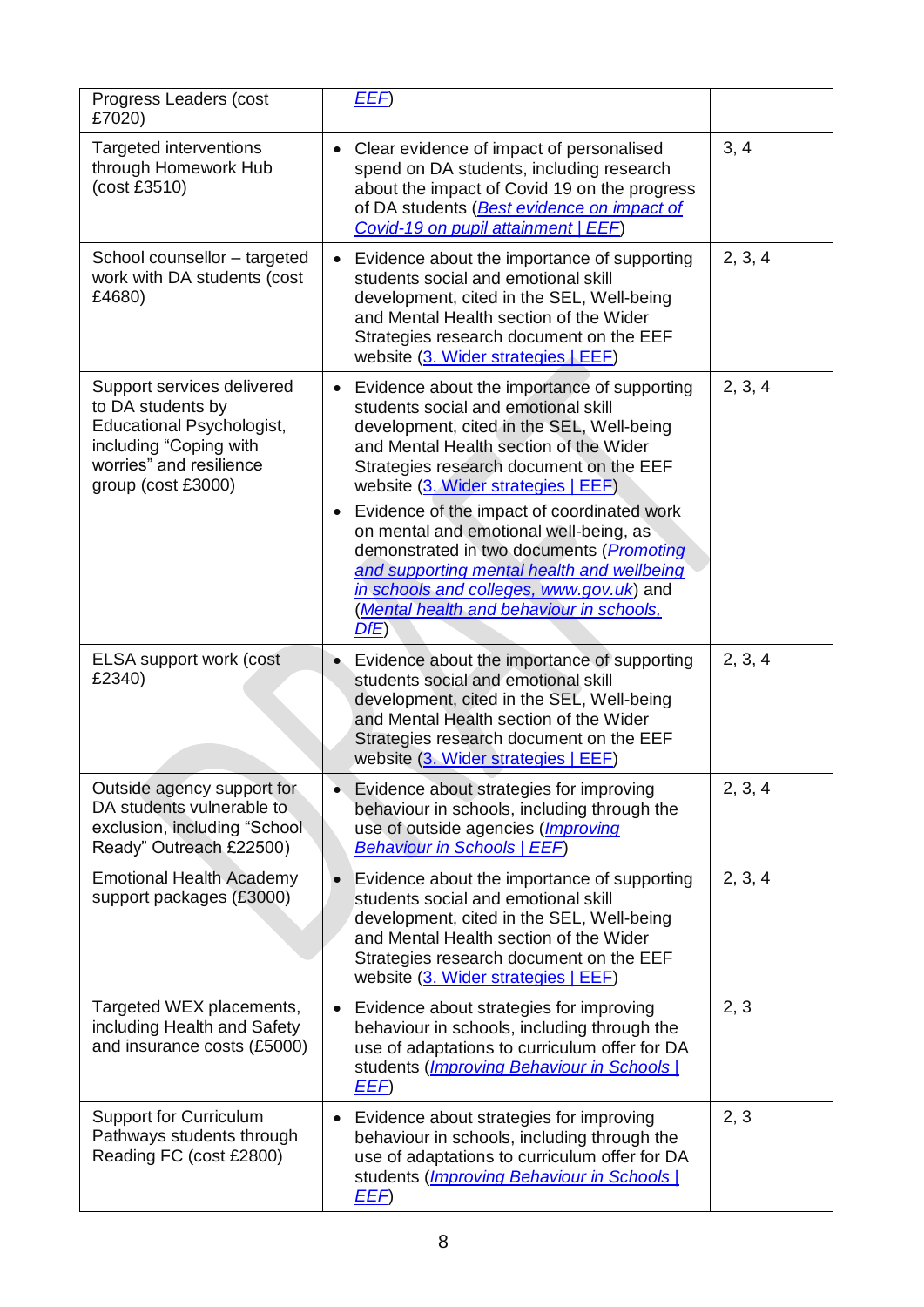| | | |
|---|---|---|
| Progress Leaders (cost £7020) | *EEF*) | |
| Targeted interventions through Homework Hub (cost £3510) | • Clear evidence of impact of personalised spend on DA students, including research about the impact of Covid 19 on the progress of DA students (*Best evidence on impact of Covid-19 on pupil attainment \| EEF*) | 3, 4 |
| School counsellor – targeted work with DA students (cost £4680) | • Evidence about the importance of supporting students social and emotional skill development, cited in the SEL, Well-being and Mental Health section of the Wider Strategies research document on the EEF website (3. Wider strategies \| EEF) | 2, 3, 4 |
| Support services delivered to DA students by Educational Psychologist, including "Coping with worries" and resilience group (cost £3000) | • Evidence about the importance of supporting students social and emotional skill development, cited in the SEL, Well-being and Mental Health section of the Wider Strategies research document on the EEF website (3. Wider strategies \| EEF)<br>• Evidence of the impact of coordinated work on mental and emotional well-being, as demonstrated in two documents (*Promoting and supporting mental health and wellbeing in schools and colleges, www.gov.uk*) and (*Mental health and behaviour in schools, DfE*) | 2, 3, 4 |
| ELSA support work (cost £2340) | • Evidence about the importance of supporting students social and emotional skill development, cited in the SEL, Well-being and Mental Health section of the Wider Strategies research document on the EEF website (3. Wider strategies \| EEF) | 2, 3, 4 |
| Outside agency support for DA students vulnerable to exclusion, including "School Ready" Outreach £22500) | • Evidence about strategies for improving behaviour in schools, including through the use of outside agencies (*Improving Behaviour in Schools \| EEF*) | 2, 3, 4 |
| Emotional Health Academy support packages (£3000) | • Evidence about the importance of supporting students social and emotional skill development, cited in the SEL, Well-being and Mental Health section of the Wider Strategies research document on the EEF website (3. Wider strategies \| EEF) | 2, 3, 4 |
| Targeted WEX placements, including Health and Safety and insurance costs (£5000) | • Evidence about strategies for improving behaviour in schools, including through the use of adaptations to curriculum offer for DA students (*Improving Behaviour in Schools \| EEF*) | 2, 3 |
| Support for Curriculum Pathways students through Reading FC (cost £2800) | • Evidence about strategies for improving behaviour in schools, including through the use of adaptations to curriculum offer for DA students (*Improving Behaviour in Schools \| EEF*) | 2, 3 |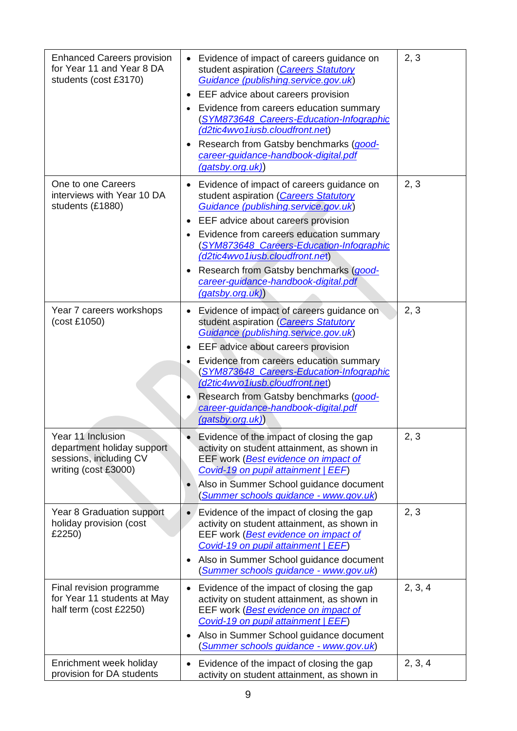| | | |
|---|---|---|
| Enhanced Careers provision for Year 11 and Year 8 DA students (cost £3170) | • Evidence of impact of careers guidance on student aspiration (Careers Statutory Guidance (publishing.service.gov.uk))<br>• EEF advice about careers provision<br>• Evidence from careers education summary (SYM873648_Careers-Education-Infographic (d2tic4wvo1iusb.cloudfront.net))<br>• Research from Gatsby benchmarks (good-career-guidance-handbook-digital.pdf (gatsby.org.uk)) | 2, 3 |
| One to one Careers interviews with Year 10 DA students (£1880) | • Evidence of impact of careers guidance on student aspiration (Careers Statutory Guidance (publishing.service.gov.uk))<br>• EEF advice about careers provision<br>• Evidence from careers education summary (SYM873648_Careers-Education-Infographic (d2tic4wvo1iusb.cloudfront.net))<br>• Research from Gatsby benchmarks (good-career-guidance-handbook-digital.pdf (gatsby.org.uk)) | 2, 3 |
| Year 7 careers workshops (cost £1050) | • Evidence of impact of careers guidance on student aspiration (Careers Statutory Guidance (publishing.service.gov.uk))<br>• EEF advice about careers provision<br>• Evidence from careers education summary (SYM873648_Careers-Education-Infographic (d2tic4wvo1iusb.cloudfront.net))<br>• Research from Gatsby benchmarks (good-career-guidance-handbook-digital.pdf (gatsby.org.uk)) | 2, 3 |
| Year 11 Inclusion department holiday support sessions, including CV writing (cost £3000) | • Evidence of the impact of closing the gap activity on student attainment, as shown in EEF work (Best evidence on impact of Covid-19 on pupil attainment \| EEF)<br>• Also in Summer School guidance document (Summer schools guidance - www.gov.uk) | 2, 3 |
| Year 8 Graduation support holiday provision (cost £2250) | • Evidence of the impact of closing the gap activity on student attainment, as shown in EEF work (Best evidence on impact of Covid-19 on pupil attainment \| EEF)<br>• Also in Summer School guidance document (Summer schools guidance - www.gov.uk) | 2, 3 |
| Final revision programme for Year 11 students at May half term (cost £2250) | • Evidence of the impact of closing the gap activity on student attainment, as shown in EEF work (Best evidence on impact of Covid-19 on pupil attainment \| EEF)<br>• Also in Summer School guidance document (Summer schools guidance - www.gov.uk) | 2, 3, 4 |
| Enrichment week holiday provision for DA students | • Evidence of the impact of closing the gap activity on student attainment, as shown in | 2, 3, 4 |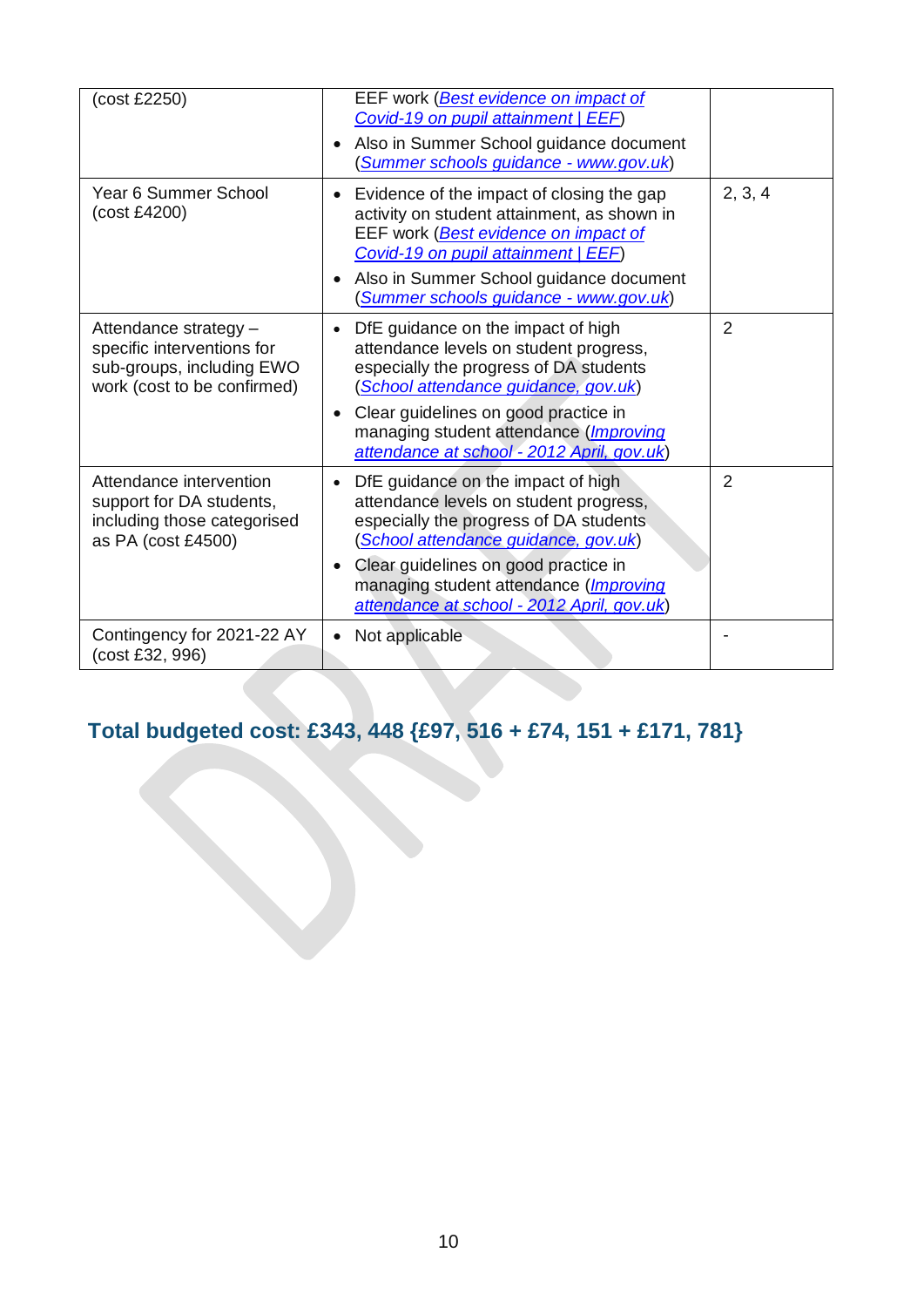| | | |
|---|---|---|
| (cost £2250) | EEF work (*[Best evidence on impact of Covid-19 on pupil attainment \| EEF]*)<br>• Also in Summer School guidance document (*[Summer schools guidance - www.gov.uk]*) | |
| Year 6 Summer School (cost £4200) | • Evidence of the impact of closing the gap activity on student attainment, as shown in EEF work (*[Best evidence on impact of Covid-19 on pupil attainment \| EEF]*)<br>• Also in Summer School guidance document (*[Summer schools guidance - www.gov.uk]*) | 2, 3, 4 |
| Attendance strategy – specific interventions for sub-groups, including EWO work (cost to be confirmed) | • DfE guidance on the impact of high attendance levels on student progress, especially the progress of DA students (*[School attendance guidance, gov.uk]*)<br>• Clear guidelines on good practice in managing student attendance (*[Improving attendance at school - 2012 April, gov.uk]*) | 2 |
| Attendance intervention support for DA students, including those categorised as PA (cost £4500) | • DfE guidance on the impact of high attendance levels on student progress, especially the progress of DA students (*[School attendance guidance, gov.uk]*)<br>• Clear guidelines on good practice in managing student attendance (*[Improving attendance at school - 2012 April, gov.uk]*) | 2 |
| Contingency for 2021-22 AY (cost £32, 996) | • Not applicable | - |

## Total budgeted cost: £343, 448 {£97, 516 + £74, 151 + £171, 781}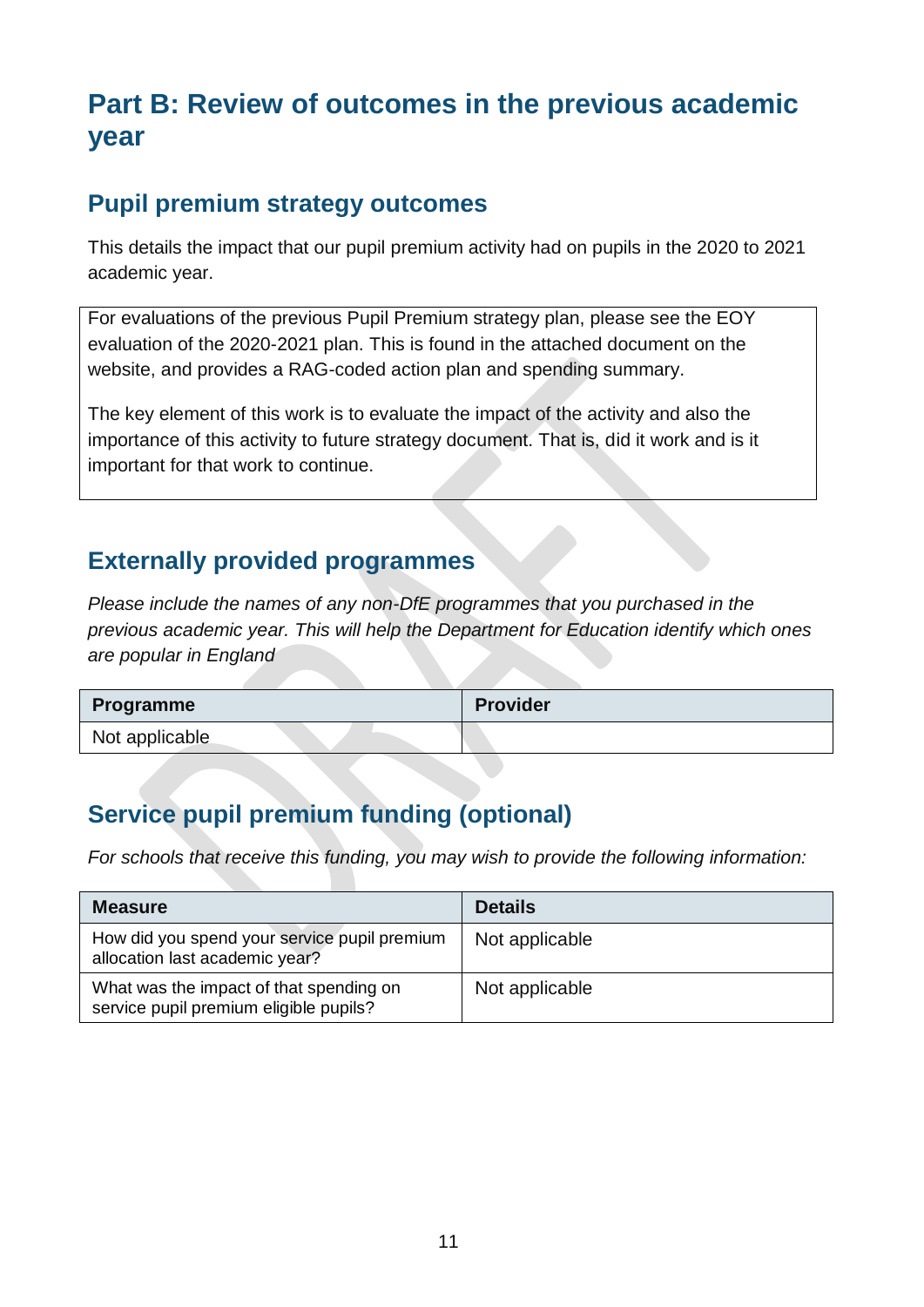# Part B: Review of outcomes in the previous academic year

## Pupil premium strategy outcomes

This details the impact that our pupil premium activity had on pupils in the 2020 to 2021 academic year.

For evaluations of the previous Pupil Premium strategy plan, please see the EOY evaluation of the 2020-2021 plan. This is found in the attached document on the website, and provides a RAG-coded action plan and spending summary.

The key element of this work is to evaluate the impact of the activity and also the importance of this activity to future strategy document. That is, did it work and is it important for that work to continue.

## Externally provided programmes

*Please include the names of any non-DfE programmes that you purchased in the previous academic year. This will help the Department for Education identify which ones are popular in England*

| Programme | Provider |
|---|---|
| Not applicable | |

## Service pupil premium funding (optional)

*For schools that receive this funding, you may wish to provide the following information:*

| Measure | Details |
|---|---|
| How did you spend your service pupil premium allocation last academic year? | Not applicable |
| What was the impact of that spending on service pupil premium eligible pupils? | Not applicable |